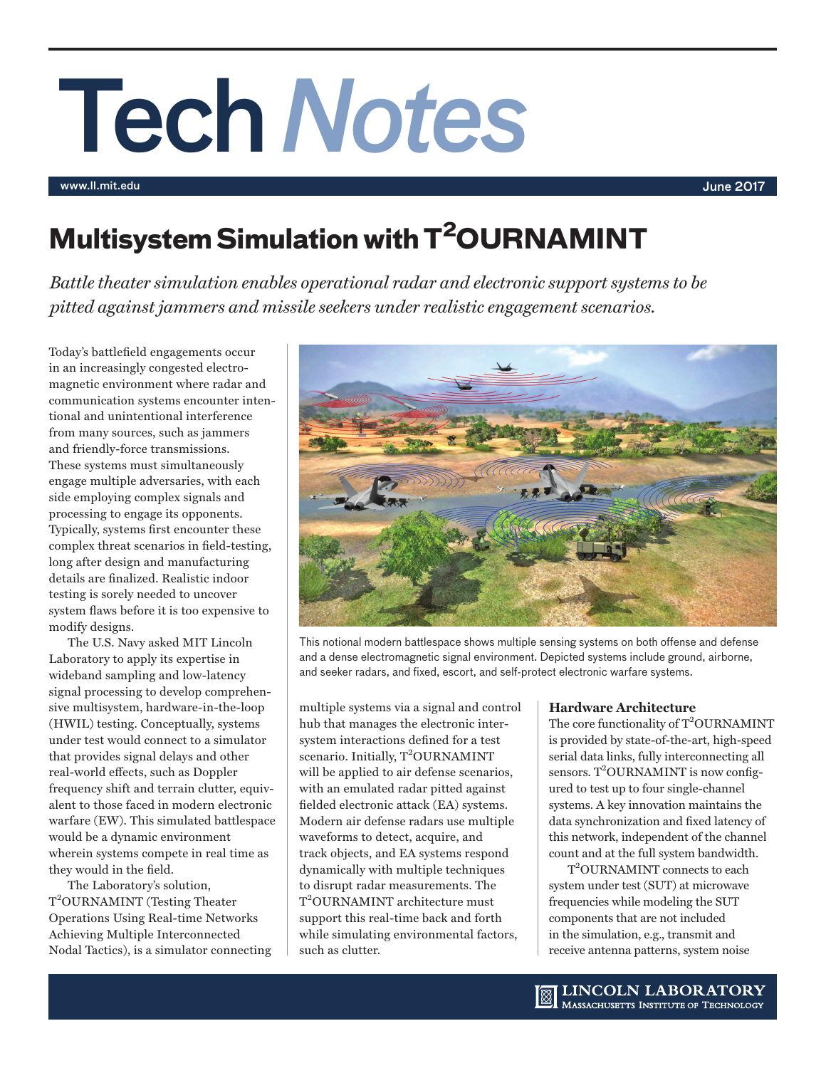# Tech *Notes*

www.ll.mit.edu

June 2017

## Multisystem Simulation with T$^2$OURNAMINT

*Battle theater simulation enables operational radar and electronic support systems to be pitted against jammers and missile seekers under realistic engagement scenarios.*

Today's battlefield engagements occur in an increasingly congested electromagnetic environment where radar and communication systems encounter intentional and unintentional interference from many sources, such as jammers and friendly-force transmissions. These systems must simultaneously engage multiple adversaries, with each side employing complex signals and processing to engage its opponents. Typically, systems first encounter these complex threat scenarios in field-testing, long after design and manufacturing details are finalized. Realistic indoor testing is sorely needed to uncover system flaws before it is too expensive to modify designs.

The U.S. Navy asked MIT Lincoln Laboratory to apply its expertise in wideband sampling and low-latency signal processing to develop comprehensive multisystem, hardware-in-the-loop (HWIL) testing. Conceptually, systems under test would connect to a simulator that provides signal delays and other real-world effects, such as Doppler frequency shift and terrain clutter, equivalent to those faced in modern electronic warfare (EW). This simulated battlespace would be a dynamic environment wherein systems compete in real time as they would in the field.

The Laboratory's solution, T$^2$OURNAMINT (Testing Theater Operations Using Real-time Networks Achieving Multiple Interconnected Nodal Tactics), is a simulator connecting multiple systems via a signal and control hub that manages the electronic inter-system interactions defined for a test scenario. Initially, T$^2$OURNAMINT will be applied to air defense scenarios, with an emulated radar pitted against fielded electronic attack (EA) systems. Modern air defense radars use multiple waveforms to detect, acquire, and track objects, and EA systems respond dynamically with multiple techniques to disrupt radar measurements. The T$^2$OURNAMINT architecture must support this real-time back and forth while simulating environmental factors, such as clutter.

This notional modern battlespace shows multiple sensing systems on both offense and defense and a dense electromagnetic signal environment. Depicted systems include ground, airborne, and seeker radars, and fixed, escort, and self-protect electronic warfare systems.

### Hardware Architecture

The core functionality of T$^2$OURNAMINT is provided by state-of-the-art, high-speed serial data links, fully interconnecting all sensors. T$^2$OURNAMINT is now configured to test up to four single-channel systems. A key innovation maintains the data synchronization and fixed latency of this network, independent of the channel count and at the full system bandwidth.

T$^2$OURNAMINT connects to each system under test (SUT) at microwave frequencies while modeling the SUT components that are not included in the simulation, e.g., transmit and receive antenna patterns, system noise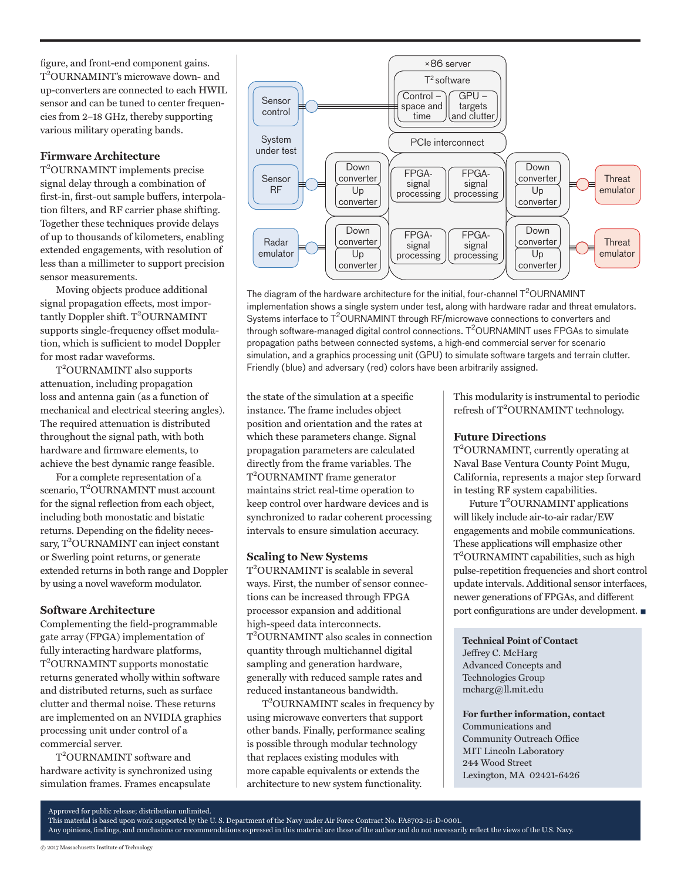figure, and front-end component gains. T$^2$OURNAMINT's microwave down- and up-converters are connected to each HWIL sensor and can be tuned to center frequencies from 2–18 GHz, thereby supporting various military operating bands.

### Firmware Architecture

T$^2$OURNAMINT implements precise signal delay through a combination of first-in, first-out sample buffers, interpolation filters, and RF carrier phase shifting. Together these techniques provide delays of up to thousands of kilometers, enabling extended engagements, with resolution of less than a millimeter to support precision sensor measurements.

Moving objects produce additional signal propagation effects, most importantly Doppler shift. T$^2$OURNAMINT supports single-frequency offset modulation, which is sufficient to model Doppler for most radar waveforms.

T$^2$OURNAMINT also supports attenuation, including propagation loss and antenna gain (as a function of mechanical and electrical steering angles). The required attenuation is distributed throughout the signal path, with both hardware and firmware elements, to achieve the best dynamic range feasible.

For a complete representation of a scenario, T$^2$OURNAMINT must account for the signal reflection from each object, including both monostatic and bistatic returns. Depending on the fidelity necessary, T$^2$OURNAMINT can inject constant or Swerling point returns, or generate extended returns in both range and Doppler by using a novel waveform modulator.

### Software Architecture

Complementing the field-programmable gate array (FPGA) implementation of fully interacting hardware platforms, T$^2$OURNAMINT supports monostatic returns generated wholly within software and distributed returns, such as surface clutter and thermal noise. These returns are implemented on an NVIDIA graphics processing unit under control of a commercial server.

T$^2$OURNAMINT software and hardware activity is synchronized using simulation frames. Frames encapsulate the state of the simulation at a specific instance. The frame includes object position and orientation and the rates at which these parameters change. Signal propagation parameters are calculated directly from the frame variables. The T$^2$OURNAMINT frame generator maintains strict real-time operation to keep control over hardware devices and is synchronized to radar coherent processing intervals to ensure simulation accuracy.

×86 server
T$^2$ software
Control – space and time
GPU – targets and clutter
PCIe interconnect
Sensor control
System under test
Sensor RF
Radar emulator
Down converter
Up converter
FPGA-signal processing
Threat emulator

The diagram of the hardware architecture for the initial, four-channel T$^2$OURNAMINT implementation shows a single system under test, along with hardware radar and threat emulators. Systems interface to T$^2$OURNAMINT through RF/microwave connections to converters and through software-managed digital control connections. T$^2$OURNAMINT uses FPGAs to simulate propagation paths between connected systems, a high-end commercial server for scenario simulation, and a graphics processing unit (GPU) to simulate software targets and terrain clutter. Friendly (blue) and adversary (red) colors have been arbitrarily assigned.

### Scaling to New Systems

T$^2$OURNAMINT is scalable in several ways. First, the number of sensor connections can be increased through FPGA processor expansion and additional high-speed data interconnects. T$^2$OURNAMINT also scales in connection quantity through multichannel digital sampling and generation hardware, generally with reduced sample rates and reduced instantaneous bandwidth.

T$^2$OURNAMINT scales in frequency by using microwave converters that support other bands. Finally, performance scaling is possible through modular technology that replaces existing modules with more capable equivalents or extends the architecture to new system functionality. This modularity is instrumental to periodic refresh of T$^2$OURNAMINT technology.

### Future Directions

T$^2$OURNAMINT, currently operating at Naval Base Ventura County Point Mugu, California, represents a major step forward in testing RF system capabilities.

Future T$^2$OURNAMINT applications will likely include air-to-air radar/EW engagements and mobile communications. These applications will emphasize other T$^2$OURNAMINT capabilities, such as high pulse-repetition frequencies and short control update intervals. Additional sensor interfaces, newer generations of FPGAs, and different port configurations are under development. ■

**Technical Point of Contact**
Jeffrey C. McHarg
Advanced Concepts and Technologies Group
mcharg@ll.mit.edu

**For further information, contact**
Communications and Community Outreach Office
MIT Lincoln Laboratory
244 Wood Street
Lexington, MA 02421-6426

Approved for public release; distribution unlimited.
This material is based upon work supported by the U. S. Department of the Navy under Air Force Contract No. FA8702-15-D-0001.
Any opinions, findings, and conclusions or recommendations expressed in this material are those of the author and do not necessarily reflect the views of the U.S. Navy.

© 2017 Massachusetts Institute of Technology